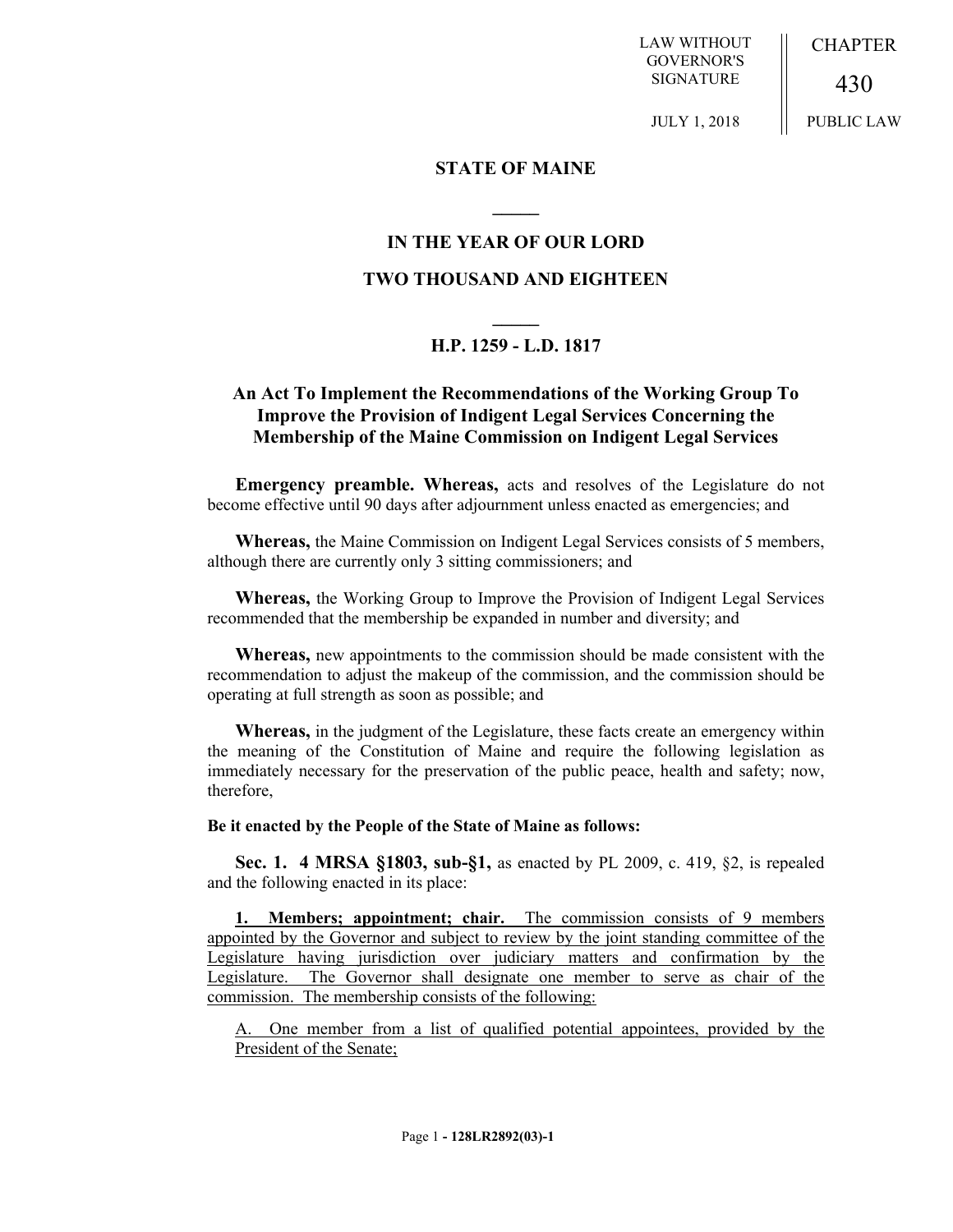LAW WITHOUT GOVERNOR'S SIGNATURE

JULY 1, 2018

CHAPTER

430

PUBLIC LAW

## STATE OF MAINE

## IN THE YEAR OF OUR LORD

## TWO THOUSAND AND EIGHTEEN

## H.P. 1259 - L.D. 1817

## An Act To Implement the Recommendations of the Working Group To Improve the Provision of Indigent Legal Services Concerning the Membership of the Maine Commission on Indigent Legal Services

**Emergency preamble. Whereas,** acts and resolves of the Legislature do not become effective until 90 days after adjournment unless enacted as emergencies; and

**Whereas,** the Maine Commission on Indigent Legal Services consists of 5 members, although there are currently only 3 sitting commissioners; and

**Whereas,** the Working Group to Improve the Provision of Indigent Legal Services recommended that the membership be expanded in number and diversity; and

**Whereas,** new appointments to the commission should be made consistent with the recommendation to adjust the makeup of the commission, and the commission should be operating at full strength as soon as possible; and

**Whereas,** in the judgment of the Legislature, these facts create an emergency within the meaning of the Constitution of Maine and require the following legislation as immediately necessary for the preservation of the public peace, health and safety; now, therefore,

**Be it enacted by the People of the State of Maine as follows:**

**Sec. 1. 4 MRSA §1803, sub-§1,** as enacted by PL 2009, c. 419, §2, is repealed and the following enacted in its place:

**1. Members; appointment; chair.** The commission consists of 9 members appointed by the Governor and subject to review by the joint standing committee of the Legislature having jurisdiction over judiciary matters and confirmation by the Legislature. The Governor shall designate one member to serve as chair of the commission. The membership consists of the following:

A. One member from a list of qualified potential appointees, provided by the President of the Senate;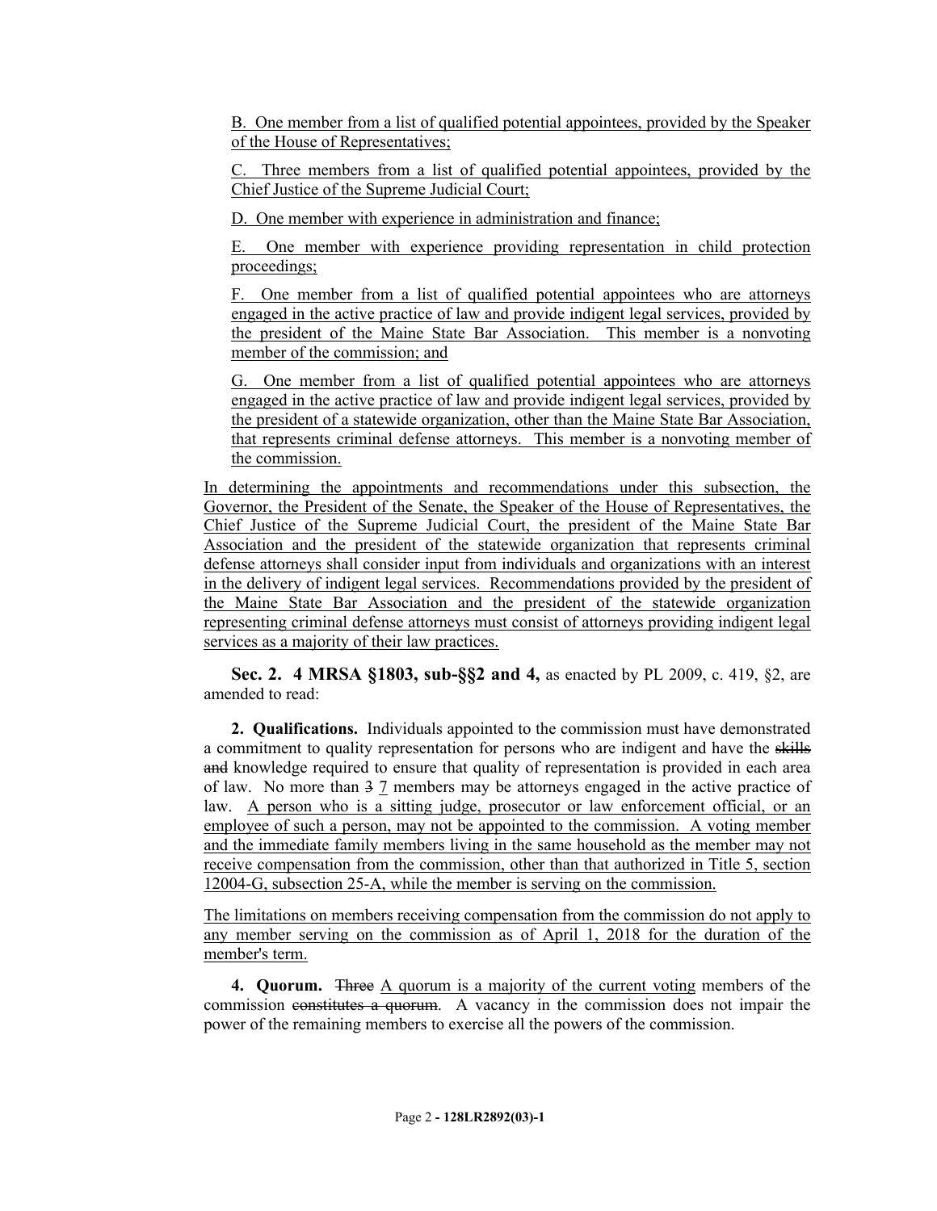B. One member from a list of qualified potential appointees, provided by the Speaker of the House of Representatives;

C. Three members from a list of qualified potential appointees, provided by the Chief Justice of the Supreme Judicial Court;

D. One member with experience in administration and finance;

E. One member with experience providing representation in child protection proceedings;

F. One member from a list of qualified potential appointees who are attorneys engaged in the active practice of law and provide indigent legal services, provided by the president of the Maine State Bar Association. This member is a nonvoting member of the commission; and

G. One member from a list of qualified potential appointees who are attorneys engaged in the active practice of law and provide indigent legal services, provided by the president of a statewide organization, other than the Maine State Bar Association, that represents criminal defense attorneys. This member is a nonvoting member of the commission.

In determining the appointments and recommendations under this subsection, the Governor, the President of the Senate, the Speaker of the House of Representatives, the Chief Justice of the Supreme Judicial Court, the president of the Maine State Bar Association and the president of the statewide organization that represents criminal defense attorneys shall consider input from individuals and organizations with an interest in the delivery of indigent legal services. Recommendations provided by the president of the Maine State Bar Association and the president of the statewide organization representing criminal defense attorneys must consist of attorneys providing indigent legal services as a majority of their law practices.

**Sec. 2. 4 MRSA §1803, sub-§§2 and 4,** as enacted by PL 2009, c. 419, §2, are amended to read:

**2. Qualifications.** Individuals appointed to the commission must have demonstrated a commitment to quality representation for persons who are indigent and have the ~~skills and~~ knowledge required to ensure that quality of representation is provided in each area of law. No more than ~~3~~ 7 members may be attorneys engaged in the active practice of law. A person who is a sitting judge, prosecutor or law enforcement official, or an employee of such a person, may not be appointed to the commission. A voting member and the immediate family members living in the same household as the member may not receive compensation from the commission, other than that authorized in Title 5, section 12004-G, subsection 25-A, while the member is serving on the commission.

The limitations on members receiving compensation from the commission do not apply to any member serving on the commission as of April 1, 2018 for the duration of the member's term.

**4. Quorum.** ~~Three~~ A quorum is a majority of the current voting members of the commission ~~constitutes a quorum~~. A vacancy in the commission does not impair the power of the remaining members to exercise all the powers of the commission.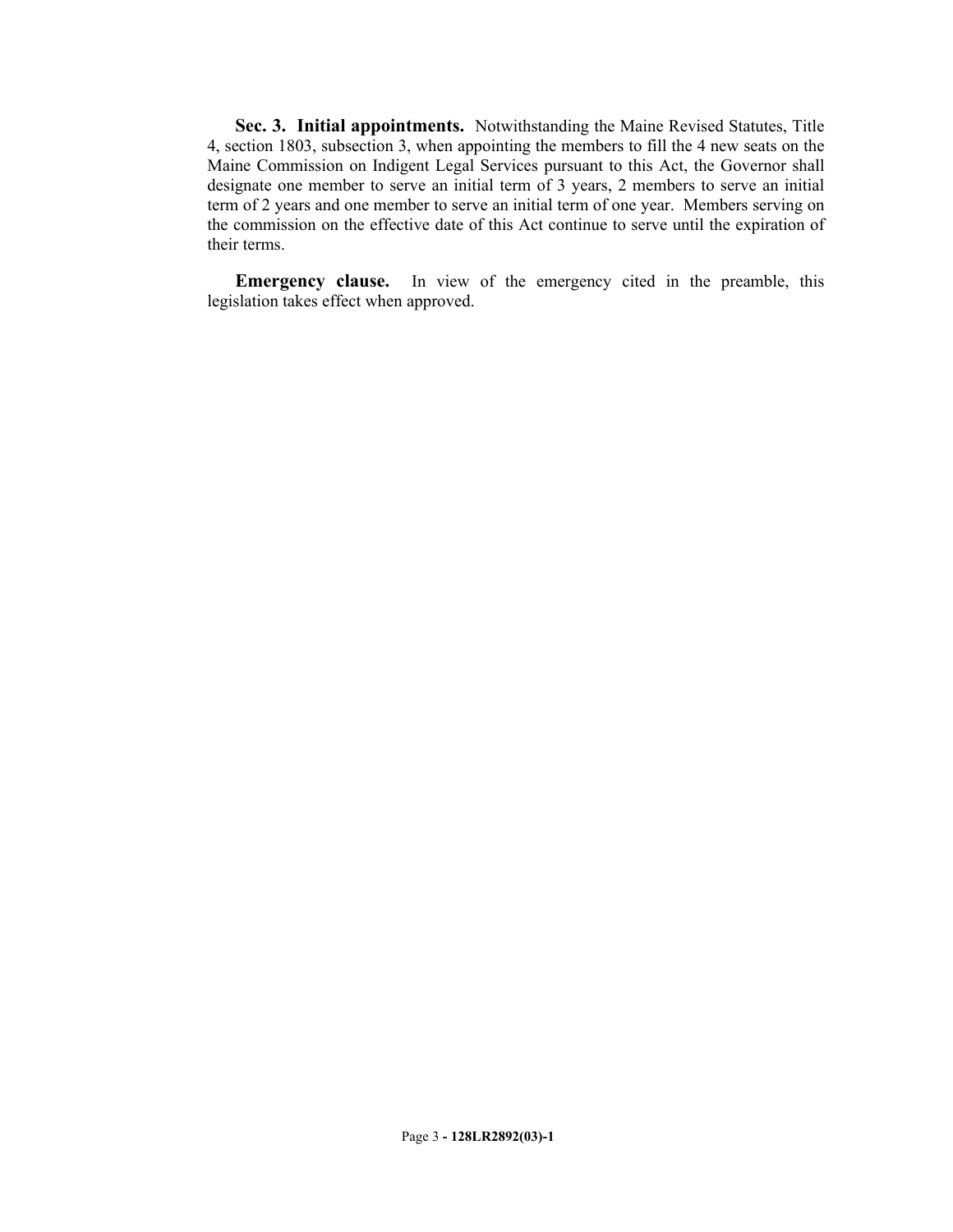**Sec. 3. Initial appointments.** Notwithstanding the Maine Revised Statutes, Title 4, section 1803, subsection 3, when appointing the members to fill the 4 new seats on the Maine Commission on Indigent Legal Services pursuant to this Act, the Governor shall designate one member to serve an initial term of 3 years, 2 members to serve an initial term of 2 years and one member to serve an initial term of one year. Members serving on the commission on the effective date of this Act continue to serve until the expiration of their terms.

**Emergency clause.** In view of the emergency cited in the preamble, this legislation takes effect when approved.